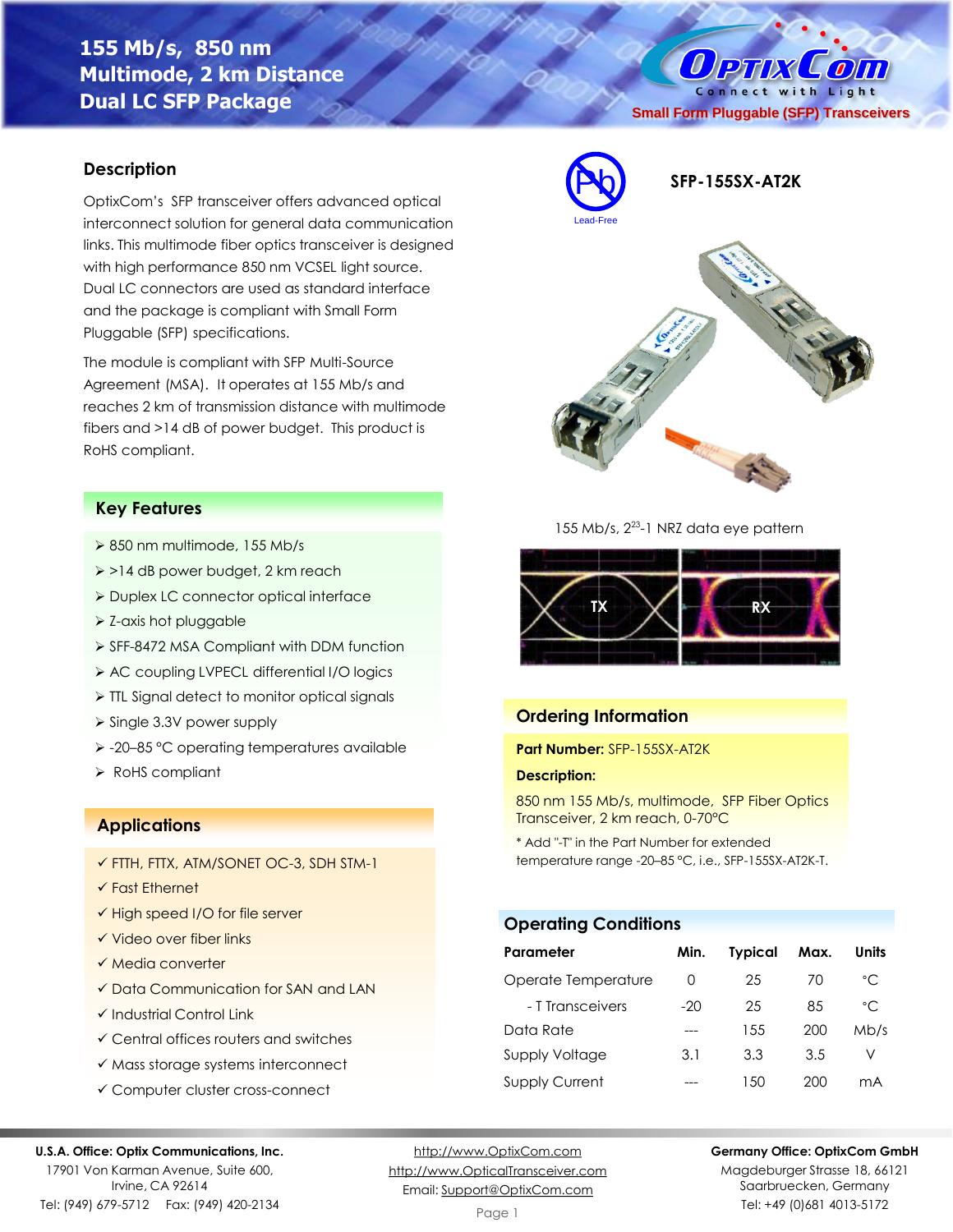# 155 Mb/s, 850 nm Multimode, 2 km Distance Dual LC SFP Package

Small Form Pluggable (SFP) Transceivers

Lead-Free

**SFP-155SX-AT2K**

## Description

OptixCom's SFP transceiver offers advanced optical interconnect solution for general data communication links. This multimode fiber optics transceiver is designed with high performance 850 nm VCSEL light source. Dual LC connectors are used as standard interface and the package is compliant with Small Form Pluggable (SFP) specifications.

The module is compliant with SFP Multi-Source Agreement (MSA). It operates at 155 Mb/s and reaches 2 km of transmission distance with multimode fibers and >14 dB of power budget. This product is RoHS compliant.

## Key Features

- 850 nm multimode, 155 Mb/s
- >14 dB power budget, 2 km reach
- Duplex LC connector optical interface
- Z-axis hot pluggable
- SFF-8472 MSA Compliant with DDM function
- AC coupling LVPECL differential I/O logics
- TTL Signal detect to monitor optical signals
- Single 3.3V power supply
- -20–85 °C operating temperatures available
- RoHS compliant

## Applications

- ✓ FTTH, FTTX, ATM/SONET OC-3, SDH STM-1
- ✓ Fast Ethernet
- ✓ High speed I/O for file server
- ✓ Video over fiber links
- ✓ Media converter
- ✓ Data Communication for SAN and LAN
- ✓ Industrial Control Link
- ✓ Central offices routers and switches
- ✓ Mass storage systems interconnect
- ✓ Computer cluster cross-connect

155 Mb/s, $2^{23}$-1 NRZ data eye pattern

TX RX

## Ordering Information

**Part Number:** SFP-155SX-AT2K

**Description:**

850 nm 155 Mb/s, multimode, SFP Fiber Optics Transceiver, 2 km reach, 0-70°C

\* Add "-T" in the Part Number for extended temperature range -20–85 °C, i.e., SFP-155SX-AT2K-T.

## Operating Conditions

| Parameter | Min. | Typical | Max. | Units |
|---|---|---|---|---|
| Operate Temperature | 0 | 25 | 70 | °C |
| - T Transceivers | -20 | 25 | 85 | °C |
| Data Rate | --- | 155 | 200 | Mb/s |
| Supply Voltage | 3.1 | 3.3 | 3.5 | V |
| Supply Current | --- | 150 | 200 | mA |

**U.S.A. Office: Optix Communications, Inc.**
17901 Von Karman Avenue, Suite 600,
Irvine, CA 92614
Tel: (949) 679-5712 Fax: (949) 420-2134

http://www.OptixCom.com
http://www.OpticalTransceiver.com
Email: Support@OptixCom.com

**Germany Office: OptixCom GmbH**
Magdeburger Strasse 18, 66121
Saarbruecken, Germany
Tel: +49 (0)681 4013-5172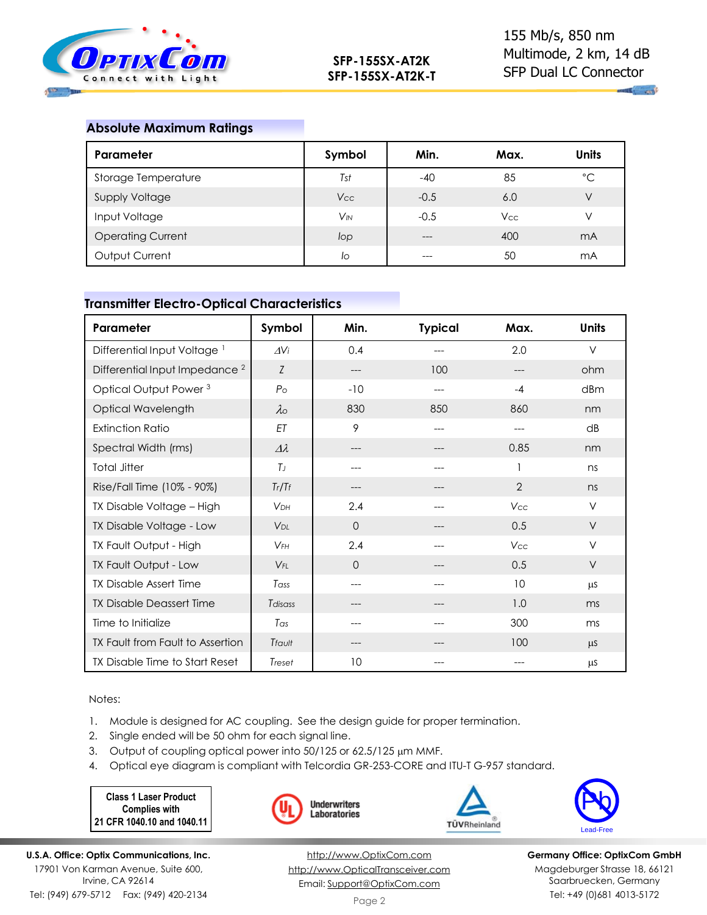## Absolute Maximum Ratings

| Parameter | Symbol | Min. | Max. | Units |
|---|---|---|---|---|
| Storage Temperature | $T_{st}$ | -40 | 85 | °C |
| Supply Voltage | $V_{CC}$ | -0.5 | 6.0 | V |
| Input Voltage | $V_{IN}$ | -0.5 | $V_{CC}$ | V |
| Operating Current | $I_{op}$ | --- | 400 | mA |
| Output Current | $I_o$ | --- | 50 | mA |

## Transmitter Electro-Optical Characteristics

| Parameter | Symbol | Min. | Typical | Max. | Units |
|---|---|---|---|---|---|
| Differential Input Voltage [1] | $\Delta V_i$ | 0.4 | --- | 2.0 | V |
| Differential Input Impedance [2] | $Z$ | --- | 100 | --- | ohm |
| Optical Output Power [3] | $P_o$ | -10 | --- | -4 | dBm |
| Optical Wavelength | $\lambda_o$ | 830 | 850 | 860 | nm |
| Extinction Ratio | $ET$ | 9 | --- | --- | dB |
| Spectral Width (rms) | $\Delta\lambda$ | --- | --- | 0.85 | nm |
| Total Jitter | $T_J$ | --- | --- | 1 | ns |
| Rise/Fall Time (10% - 90%) | $T_r/T_f$ | --- | --- | 2 | ns |
| TX Disable Voltage – High | $V_{DH}$ | 2.4 | --- | $V_{CC}$ | V |
| TX Disable Voltage - Low | $V_{DL}$ | 0 | --- | 0.5 | V |
| TX Fault Output - High | $V_{FH}$ | 2.4 | --- | $V_{CC}$ | V |
| TX Fault Output - Low | $V_{FL}$ | 0 | --- | 0.5 | V |
| TX Disable Assert Time | $T_{ass}$ | --- | --- | 10 | µs |
| TX Disable Deassert Time | $T_{disass}$ | --- | --- | 1.0 | ms |
| Time to Initialize | $T_{as}$ | --- | --- | 300 | ms |
| TX Fault from Fault to Assertion | $T_{fault}$ | --- | --- | 100 | µs |
| TX Disable Time to Start Reset | $T_{reset}$ | 10 | --- | --- | µs |

Notes:

1. Module is designed for AC coupling. See the design guide for proper termination.
2. Single ended will be 50 ohm for each signal line.
3. Output of coupling optical power into 50/125 or 62.5/125 µm MMF.
4. Optical eye diagram is compliant with Telcordia GR-253-CORE and ITU-T G-957 standard.

Class 1 Laser Product Complies with 21 CFR 1040.10 and 1040.11

Underwriters Laboratories

TÜVRheinland

Lead-Free

**U.S.A. Office: Optix Communications, Inc.**
17901 Von Karman Avenue, Suite 600,
Irvine, CA 92614
Tel: (949) 679-5712 Fax: (949) 420-2134

http://www.OptixCom.com
http://www.OpticalTransceiver.com
Email: Support@OptixCom.com

**Germany Office: OptixCom GmbH**
Magdeburger Strasse 18, 66121
Saarbruecken, Germany
Tel: +49 (0)681 4013-5172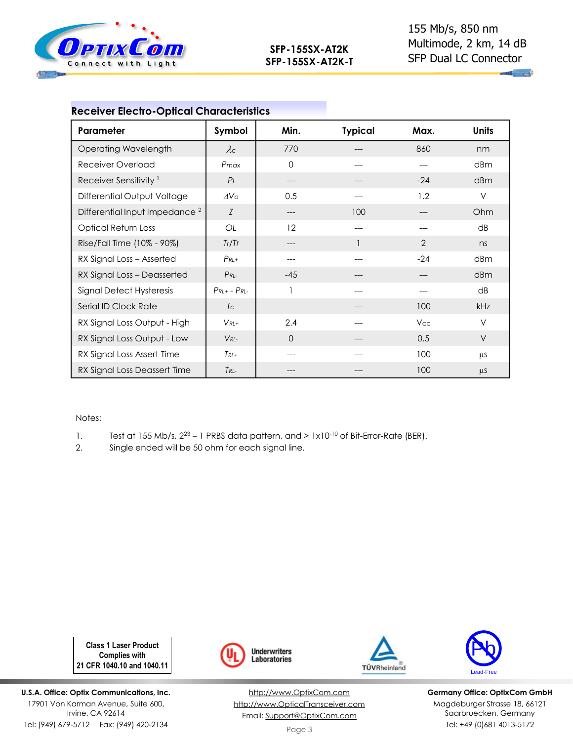## Receiver Electro-Optical Characteristics

| Parameter | Symbol | Min. | Typical | Max. | Units |
|---|---|---|---|---|---|
| Operating Wavelength | $\lambda_C$ | 770 | --- | 860 | nm |
| Receiver Overload | $P_{max}$ | 0 | --- | --- | dBm |
| Receiver Sensitivity [1] | $P_I$ | --- | --- | -24 | dBm |
| Differential Output Voltage | $\Delta V_O$ | 0.5 | --- | 1.2 | V |
| Differential Input Impedance [2] | $Z$ | --- | 100 | --- | Ohm |
| Optical Return Loss | $OL$ | 12 | --- | --- | dB |
| Rise/Fall Time (10% - 90%) | $T_r/T_f$ | --- | 1 | 2 | ns |
| RX Signal Loss – Asserted | $P_{RL+}$ | --- | --- | -24 | dBm |
| RX Signal Loss – Deasserted | $P_{RL-}$ | -45 | --- | --- | dBm |
| Signal Detect Hysteresis | $P_{RL+} - P_{RL-}$ | 1 | --- | --- | dB |
| Serial ID Clock Rate | $f_C$ | | --- | 100 | kHz |
| RX Signal Loss Output - High | $V_{RL+}$ | 2.4 | --- | $V_{CC}$ | V |
| RX Signal Loss Output - Low | $V_{RL-}$ | 0 | --- | 0.5 | V |
| RX Signal Loss Assert Time | $T_{RL+}$ | --- | --- | 100 | µs |
| RX Signal Loss Deassert Time | $T_{RL-}$ | --- | --- | 100 | µs |

Notes:

1. Test at 155 Mb/s, $2^{23} - 1$ PRBS data pattern, and > $1 \times 10^{-10}$ of Bit-Error-Rate (BER).
2. Single ended will be 50 ohm for each signal line.

Class 1 Laser Product
Complies with
21 CFR 1040.10 and 1040.11

Underwriters Laboratories

TÜVRheinland

Lead-Free

**U.S.A. Office: Optix Communications, Inc.**
17901 Von Karman Avenue, Suite 600,
Irvine, CA 92614
Tel: (949) 679-5712 Fax: (949) 420-2134

http://www.OptixCom.com
http://www.OpticalTransceiver.com
Email: Support@OptixCom.com

**Germany Office: OptixCom GmbH**
Magdeburger Strasse 18, 66121
Saarbruecken, Germany
Tel: +49 (0)681 4013-5172